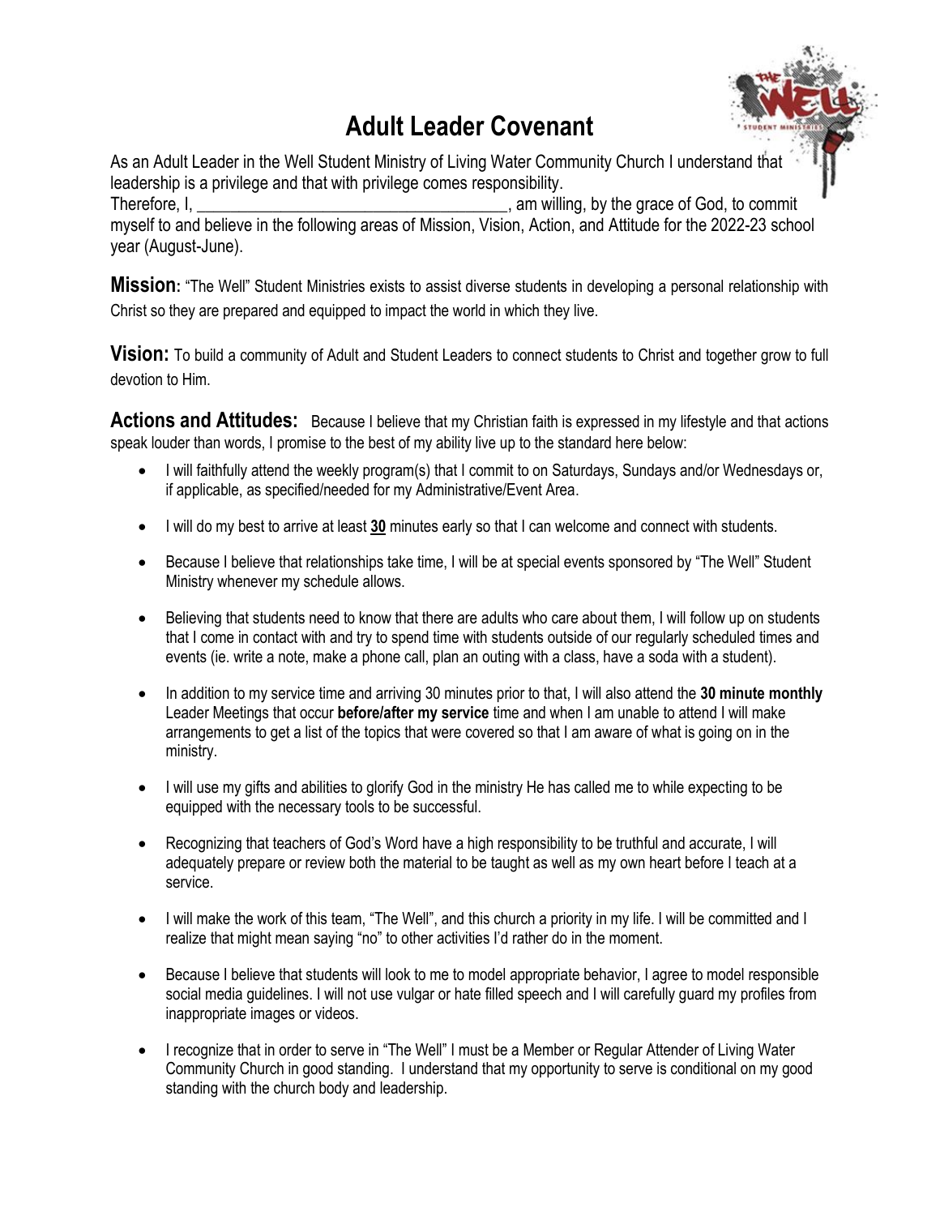# Adult Leader Covenant

As an Adult Leader in the Well Student Ministry of Living Water Community Church I understand that leadership is a privilege and that with privilege comes responsibility.
Therefore, I, ______________________________________, am willing, by the grace of God, to commit myself to and believe in the following areas of Mission, Vision, Action, and Attitude for the 2022-23 school year (August-June).

**Mission:** "The Well" Student Ministries exists to assist diverse students in developing a personal relationship with Christ so they are prepared and equipped to impact the world in which they live.

**Vision:** To build a community of Adult and Student Leaders to connect students to Christ and together grow to full devotion to Him.

**Actions and Attitudes:** Because I believe that my Christian faith is expressed in my lifestyle and that actions speak louder than words, I promise to the best of my ability live up to the standard here below:

- I will faithfully attend the weekly program(s) that I commit to on Saturdays, Sundays and/or Wednesdays or, if applicable, as specified/needed for my Administrative/Event Area.
- I will do my best to arrive at least **30** minutes early so that I can welcome and connect with students.
- Because I believe that relationships take time, I will be at special events sponsored by "The Well" Student Ministry whenever my schedule allows.
- Believing that students need to know that there are adults who care about them, I will follow up on students that I come in contact with and try to spend time with students outside of our regularly scheduled times and events (ie. write a note, make a phone call, plan an outing with a class, have a soda with a student).
- In addition to my service time and arriving 30 minutes prior to that, I will also attend the **30 minute monthly** Leader Meetings that occur **before/after my service** time and when I am unable to attend I will make arrangements to get a list of the topics that were covered so that I am aware of what is going on in the ministry.
- I will use my gifts and abilities to glorify God in the ministry He has called me to while expecting to be equipped with the necessary tools to be successful.
- Recognizing that teachers of God's Word have a high responsibility to be truthful and accurate, I will adequately prepare or review both the material to be taught as well as my own heart before I teach at a service.
- I will make the work of this team, "The Well", and this church a priority in my life. I will be committed and I realize that might mean saying "no" to other activities I'd rather do in the moment.
- Because I believe that students will look to me to model appropriate behavior, I agree to model responsible social media guidelines. I will not use vulgar or hate filled speech and I will carefully guard my profiles from inappropriate images or videos.
- I recognize that in order to serve in "The Well" I must be a Member or Regular Attender of Living Water Community Church in good standing. I understand that my opportunity to serve is conditional on my good standing with the church body and leadership.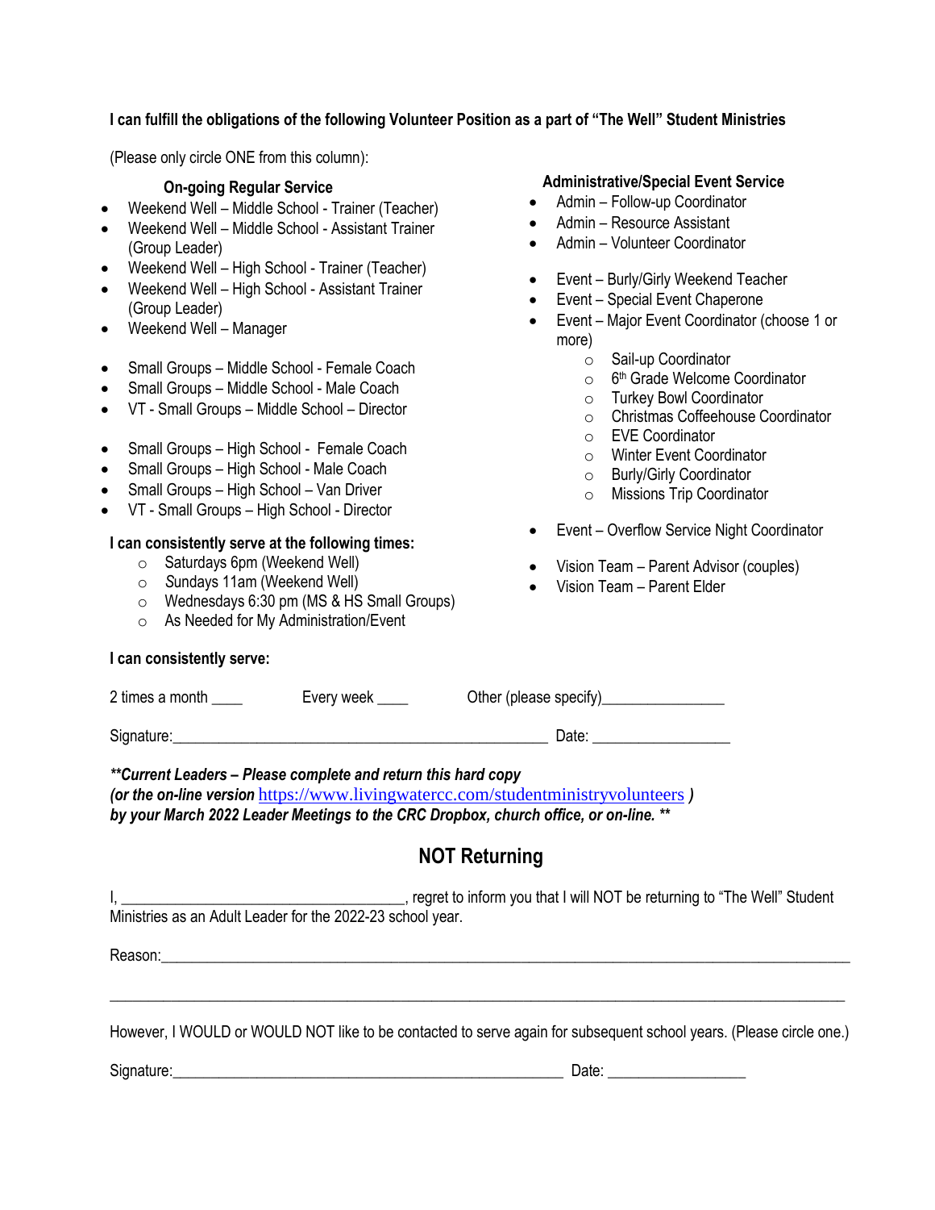**I can fulfill the obligations of the following Volunteer Position as a part of "The Well" Student Ministries**

(Please only circle ONE from this column):

**On-going Regular Service**

- Weekend Well – Middle School - Trainer (Teacher)
- Weekend Well – Middle School - Assistant Trainer (Group Leader)
- Weekend Well – High School - Trainer (Teacher)
- Weekend Well – High School - Assistant Trainer (Group Leader)
- Weekend Well – Manager

- Small Groups – Middle School - Female Coach
- Small Groups – Middle School - Male Coach
- VT - Small Groups – Middle School – Director

- Small Groups – High School - Female Coach
- Small Groups – High School - Male Coach
- Small Groups – High School – Van Driver
- VT - Small Groups – High School - Director

**I can consistently serve at the following times:**

- Saturdays 6pm (Weekend Well)
- Sundays 11am (Weekend Well)
- Wednesdays 6:30 pm (MS & HS Small Groups)
- As Needed for My Administration/Event

**Administrative/Special Event Service**

- Admin – Follow-up Coordinator
- Admin – Resource Assistant
- Admin – Volunteer Coordinator

- Event – Burly/Girly Weekend Teacher
- Event – Special Event Chaperone
- Event – Major Event Coordinator (choose 1 or more)
  - Sail-up Coordinator
  - 6th Grade Welcome Coordinator
  - Turkey Bowl Coordinator
  - Christmas Coffeehouse Coordinator
  - EVE Coordinator
  - Winter Event Coordinator
  - Burly/Girly Coordinator
  - Missions Trip Coordinator

- Event – Overflow Service Night Coordinator

- Vision Team – Parent Advisor (couples)
- Vision Team – Parent Elder

**I can consistently serve:**

2 times a month ____ Every week ____ Other (please specify)_______________

Signature:_______________________________________________ Date: _________________

***\*\*Current Leaders – Please complete and return this hard copy (or the on-line version https://www.livingwatercc.com/studentministryvolunteers ) by your March 2022 Leader Meetings to the CRC Dropbox, church office, or on-line. \*\****

## NOT Returning

I, ___________________________________, regret to inform you that I will NOT be returning to "The Well" Student Ministries as an Adult Leader for the 2022-23 school year.

Reason:___________________________________________________________________________________

___________________________________________________________________________________________

However, I WOULD or WOULD NOT like to be contacted to serve again for subsequent school years. (Please circle one.)

Signature:__________________________________________________ Date: _________________